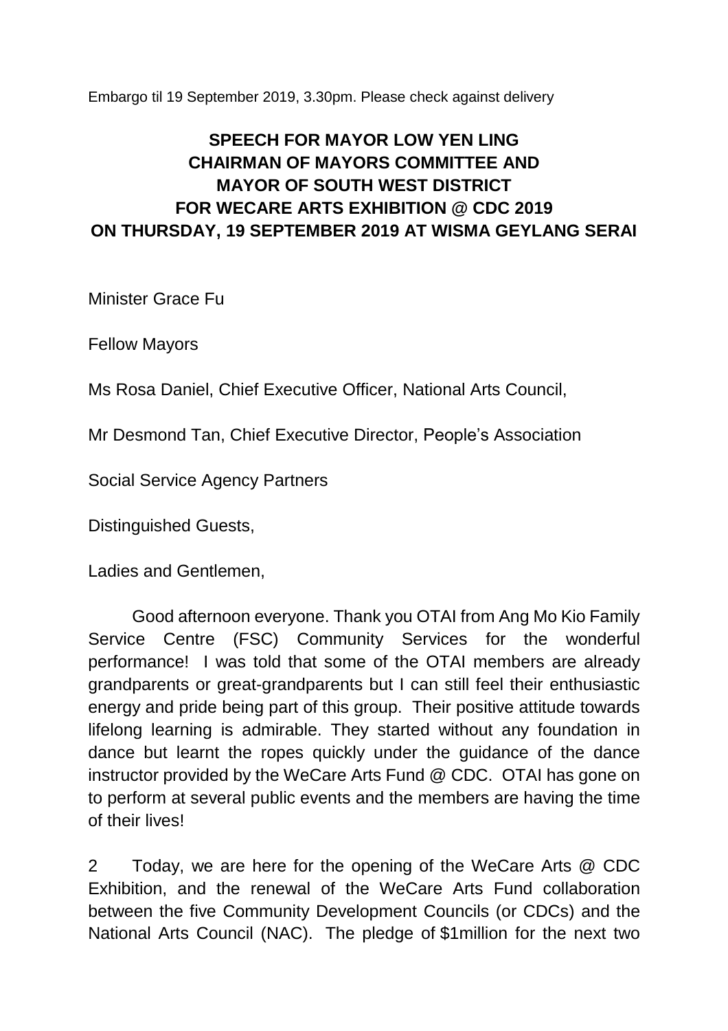Embargo til 19 September 2019, 3.30pm. Please check against delivery

# SPEECH FOR MAYOR LOW YEN LING CHAIRMAN OF MAYORS COMMITTEE AND MAYOR OF SOUTH WEST DISTRICT FOR WECARE ARTS EXHIBITION @ CDC 2019 ON THURSDAY, 19 SEPTEMBER 2019 AT WISMA GEYLANG SERAI

Minister Grace Fu

Fellow Mayors

Ms Rosa Daniel, Chief Executive Officer, National Arts Council,

Mr Desmond Tan, Chief Executive Director, People's Association

Social Service Agency Partners

Distinguished Guests,

Ladies and Gentlemen,

Good afternoon everyone. Thank you OTAI from Ang Mo Kio Family Service Centre (FSC) Community Services for the wonderful performance! I was told that some of the OTAI members are already grandparents or great-grandparents but I can still feel their enthusiastic energy and pride being part of this group. Their positive attitude towards lifelong learning is admirable. They started without any foundation in dance but learnt the ropes quickly under the guidance of the dance instructor provided by the WeCare Arts Fund @ CDC. OTAI has gone on to perform at several public events and the members are having the time of their lives!

2 Today, we are here for the opening of the WeCare Arts @ CDC Exhibition, and the renewal of the WeCare Arts Fund collaboration between the five Community Development Councils (or CDCs) and the National Arts Council (NAC). The pledge of $1million for the next two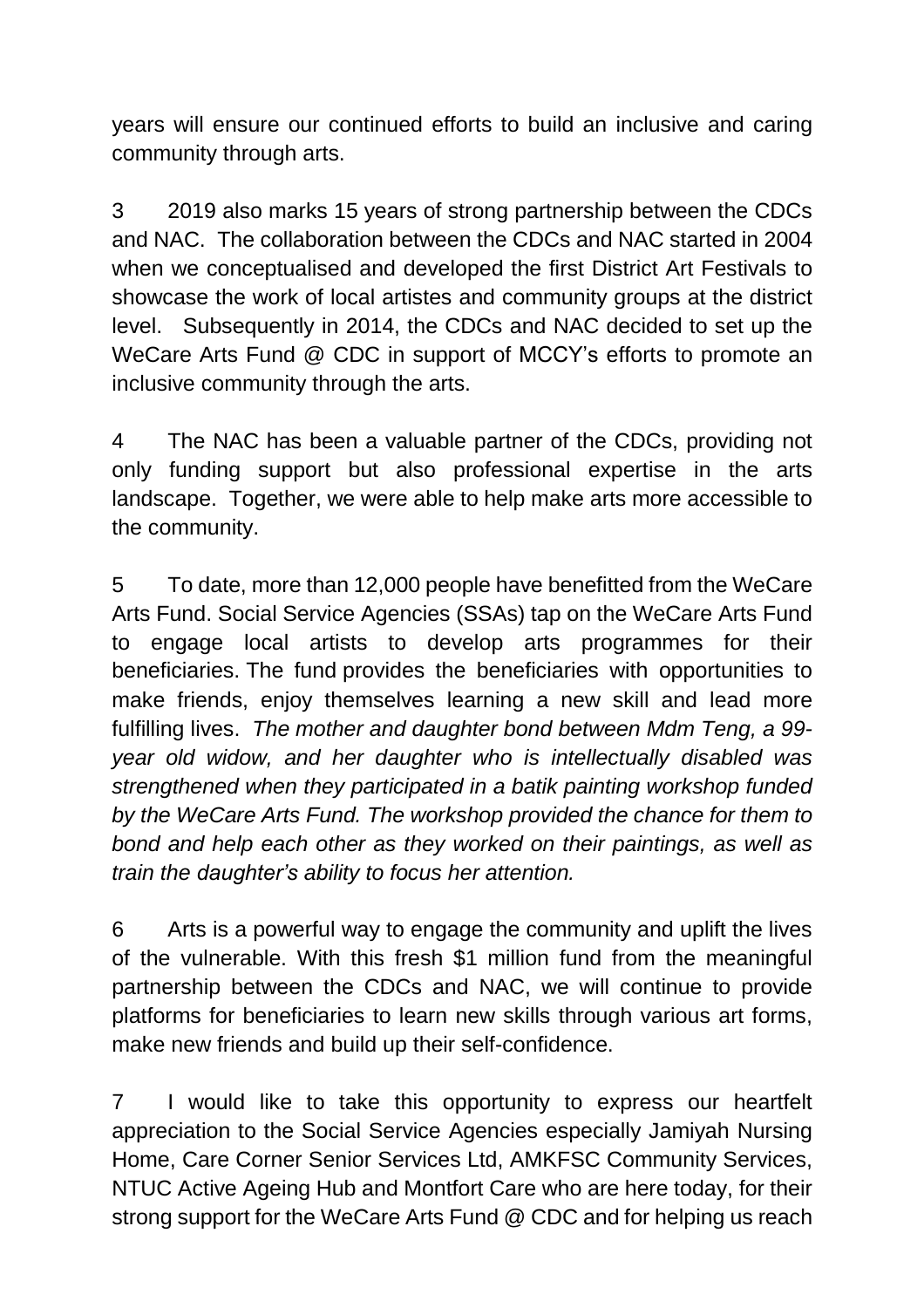years will ensure our continued efforts to build an inclusive and caring community through arts.

3 2019 also marks 15 years of strong partnership between the CDCs and NAC. The collaboration between the CDCs and NAC started in 2004 when we conceptualised and developed the first District Art Festivals to showcase the work of local artistes and community groups at the district level. Subsequently in 2014, the CDCs and NAC decided to set up the WeCare Arts Fund @ CDC in support of MCCY's efforts to promote an inclusive community through the arts.

4 The NAC has been a valuable partner of the CDCs, providing not only funding support but also professional expertise in the arts landscape. Together, we were able to help make arts more accessible to the community.

5 To date, more than 12,000 people have benefitted from the WeCare Arts Fund. Social Service Agencies (SSAs) tap on the WeCare Arts Fund to engage local artists to develop arts programmes for their beneficiaries. The fund provides the beneficiaries with opportunities to make friends, enjoy themselves learning a new skill and lead more fulfilling lives. *The mother and daughter bond between Mdm Teng, a 99-year old widow, and her daughter who is intellectually disabled was strengthened when they participated in a batik painting workshop funded by the WeCare Arts Fund. The workshop provided the chance for them to bond and help each other as they worked on their paintings, as well as train the daughter's ability to focus her attention.*

6 Arts is a powerful way to engage the community and uplift the lives of the vulnerable. With this fresh $1 million fund from the meaningful partnership between the CDCs and NAC, we will continue to provide platforms for beneficiaries to learn new skills through various art forms, make new friends and build up their self-confidence.

7 I would like to take this opportunity to express our heartfelt appreciation to the Social Service Agencies especially Jamiyah Nursing Home, Care Corner Senior Services Ltd, AMKFSC Community Services, NTUC Active Ageing Hub and Montfort Care who are here today, for their strong support for the WeCare Arts Fund @ CDC and for helping us reach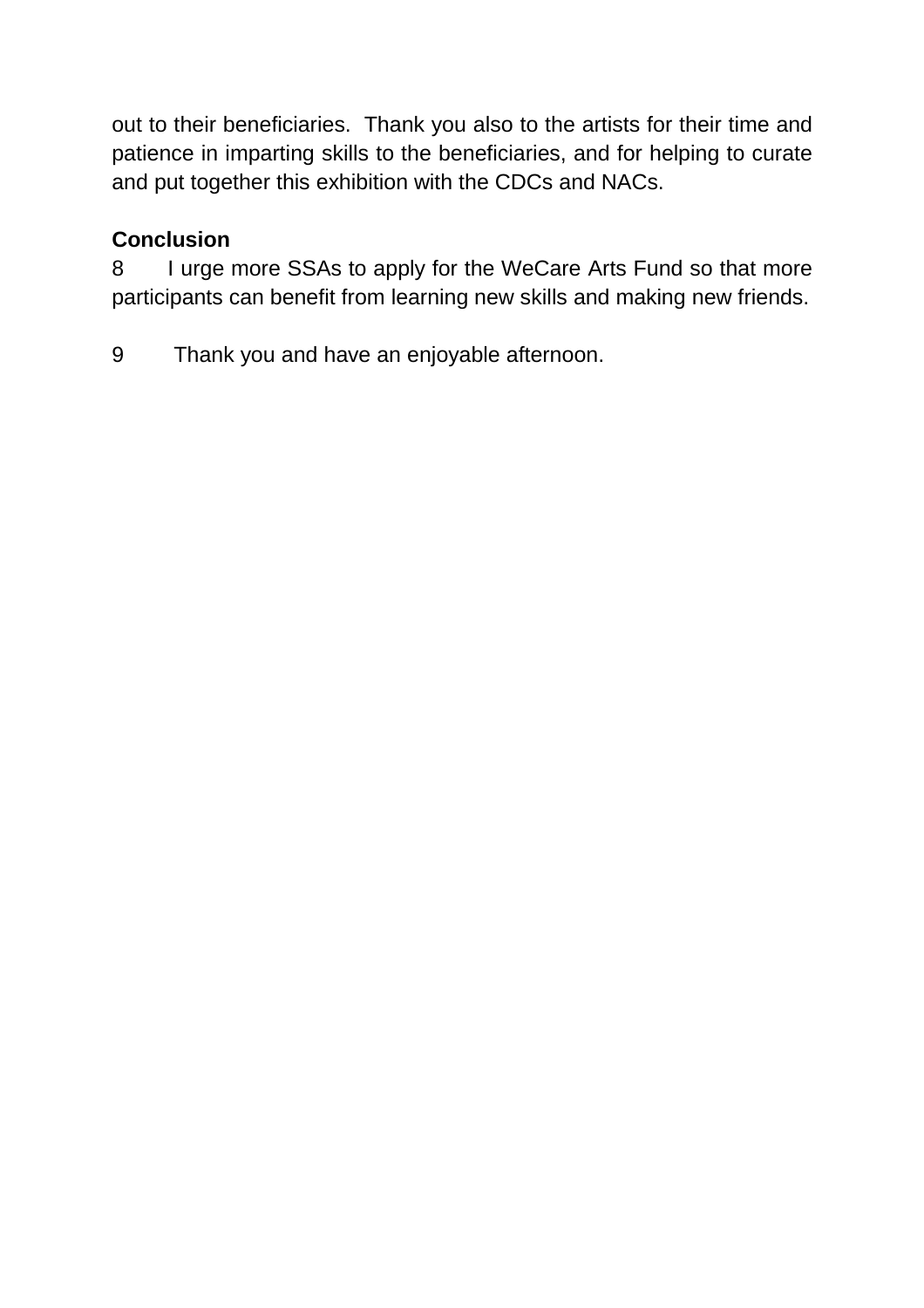out to their beneficiaries. Thank you also to the artists for their time and patience in imparting skills to the beneficiaries, and for helping to curate and put together this exhibition with the CDCs and NACs.

**Conclusion**

8 I urge more SSAs to apply for the WeCare Arts Fund so that more participants can benefit from learning new skills and making new friends.

9 Thank you and have an enjoyable afternoon.